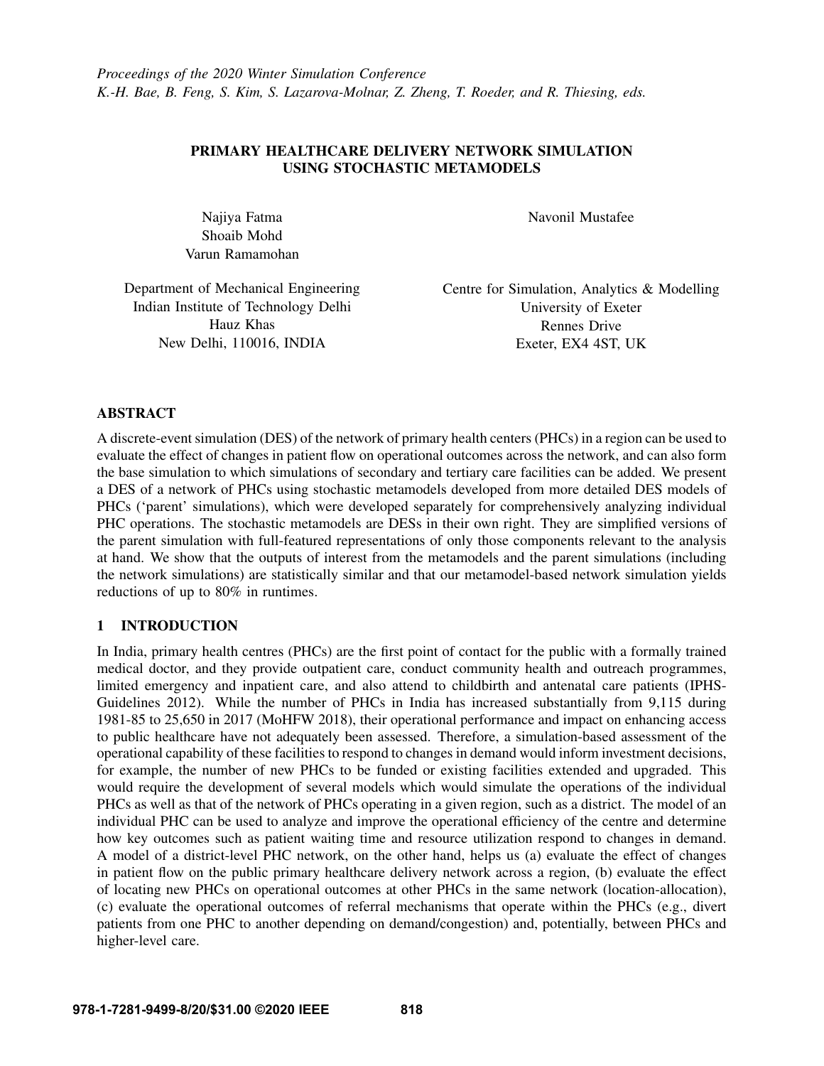*Proceedings of the 2020 Winter Simulation Conference*
*K.-H. Bae, B. Feng, S. Kim, S. Lazarova-Molnar, Z. Zheng, T. Roeder, and R. Thiesing, eds.*

# PRIMARY HEALTHCARE DELIVERY NETWORK SIMULATION USING STOCHASTIC METAMODELS

Najiya Fatma
Shoaib Mohd
Varun Ramamohan

Department of Mechanical Engineering
Indian Institute of Technology Delhi
Hauz Khas
New Delhi, 110016, INDIA

Navonil Mustafee

Centre for Simulation, Analytics & Modelling
University of Exeter
Rennes Drive
Exeter, EX4 4ST, UK

## ABSTRACT

A discrete-event simulation (DES) of the network of primary health centers (PHCs) in a region can be used to evaluate the effect of changes in patient flow on operational outcomes across the network, and can also form the base simulation to which simulations of secondary and tertiary care facilities can be added. We present a DES of a network of PHCs using stochastic metamodels developed from more detailed DES models of PHCs ('parent' simulations), which were developed separately for comprehensively analyzing individual PHC operations. The stochastic metamodels are DESs in their own right. They are simplified versions of the parent simulation with full-featured representations of only those components relevant to the analysis at hand. We show that the outputs of interest from the metamodels and the parent simulations (including the network simulations) are statistically similar and that our metamodel-based network simulation yields reductions of up to 80% in runtimes.

## 1 INTRODUCTION

In India, primary health centres (PHCs) are the first point of contact for the public with a formally trained medical doctor, and they provide outpatient care, conduct community health and outreach programmes, limited emergency and inpatient care, and also attend to childbirth and antenatal care patients (IPHS-Guidelines 2012). While the number of PHCs in India has increased substantially from 9,115 during 1981-85 to 25,650 in 2017 (MoHFW 2018), their operational performance and impact on enhancing access to public healthcare have not adequately been assessed. Therefore, a simulation-based assessment of the operational capability of these facilities to respond to changes in demand would inform investment decisions, for example, the number of new PHCs to be funded or existing facilities extended and upgraded. This would require the development of several models which would simulate the operations of the individual PHCs as well as that of the network of PHCs operating in a given region, such as a district. The model of an individual PHC can be used to analyze and improve the operational efficiency of the centre and determine how key outcomes such as patient waiting time and resource utilization respond to changes in demand. A model of a district-level PHC network, on the other hand, helps us (a) evaluate the effect of changes in patient flow on the public primary healthcare delivery network across a region, (b) evaluate the effect of locating new PHCs on operational outcomes at other PHCs in the same network (location-allocation), (c) evaluate the operational outcomes of referral mechanisms that operate within the PHCs (e.g., divert patients from one PHC to another depending on demand/congestion) and, potentially, between PHCs and higher-level care.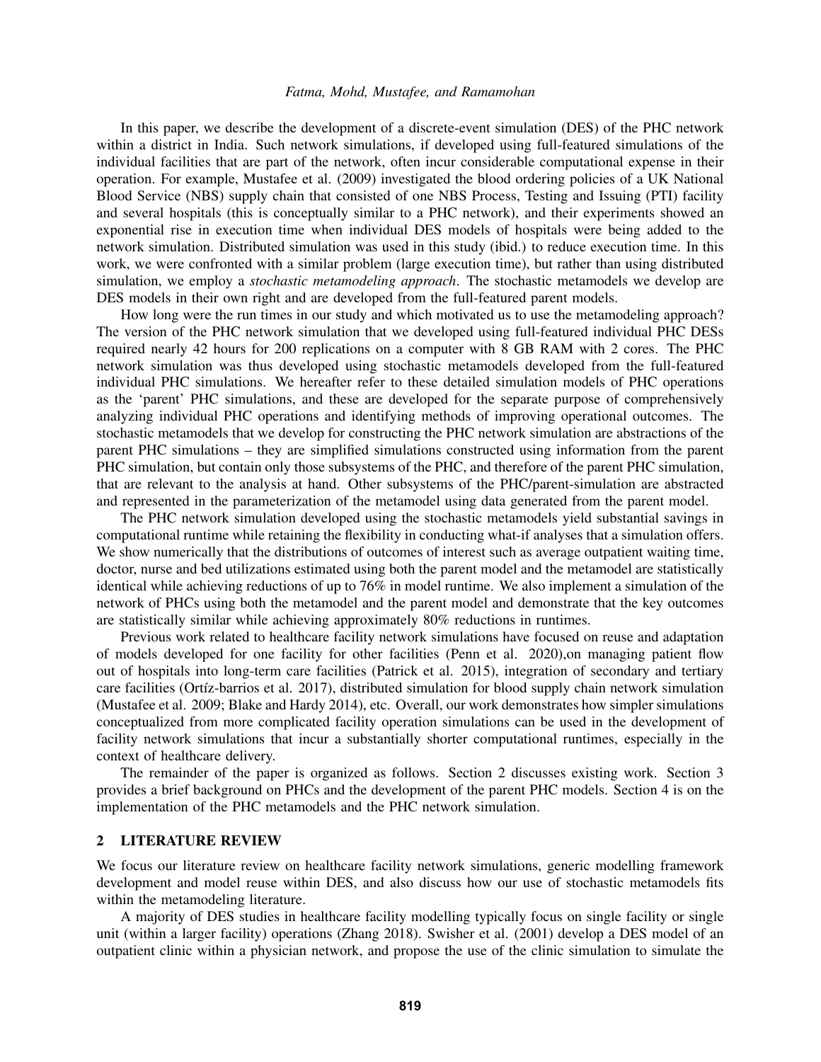In this paper, we describe the development of a discrete-event simulation (DES) of the PHC network within a district in India. Such network simulations, if developed using full-featured simulations of the individual facilities that are part of the network, often incur considerable computational expense in their operation. For example, Mustafee et al. (2009) investigated the blood ordering policies of a UK National Blood Service (NBS) supply chain that consisted of one NBS Process, Testing and Issuing (PTI) facility and several hospitals (this is conceptually similar to a PHC network), and their experiments showed an exponential rise in execution time when individual DES models of hospitals were being added to the network simulation. Distributed simulation was used in this study (ibid.) to reduce execution time. In this work, we were confronted with a similar problem (large execution time), but rather than using distributed simulation, we employ a *stochastic metamodeling approach*. The stochastic metamodels we develop are DES models in their own right and are developed from the full-featured parent models.

How long were the run times in our study and which motivated us to use the metamodeling approach? The version of the PHC network simulation that we developed using full-featured individual PHC DESs required nearly 42 hours for 200 replications on a computer with 8 GB RAM with 2 cores. The PHC network simulation was thus developed using stochastic metamodels developed from the full-featured individual PHC simulations. We hereafter refer to these detailed simulation models of PHC operations as the 'parent' PHC simulations, and these are developed for the separate purpose of comprehensively analyzing individual PHC operations and identifying methods of improving operational outcomes. The stochastic metamodels that we develop for constructing the PHC network simulation are abstractions of the parent PHC simulations – they are simplified simulations constructed using information from the parent PHC simulation, but contain only those subsystems of the PHC, and therefore of the parent PHC simulation, that are relevant to the analysis at hand. Other subsystems of the PHC/parent-simulation are abstracted and represented in the parameterization of the metamodel using data generated from the parent model.

The PHC network simulation developed using the stochastic metamodels yield substantial savings in computational runtime while retaining the flexibility in conducting what-if analyses that a simulation offers. We show numerically that the distributions of outcomes of interest such as average outpatient waiting time, doctor, nurse and bed utilizations estimated using both the parent model and the metamodel are statistically identical while achieving reductions of up to 76% in model runtime. We also implement a simulation of the network of PHCs using both the metamodel and the parent model and demonstrate that the key outcomes are statistically similar while achieving approximately 80% reductions in runtimes.

Previous work related to healthcare facility network simulations have focused on reuse and adaptation of models developed for one facility for other facilities (Penn et al. 2020),on managing patient flow out of hospitals into long-term care facilities (Patrick et al. 2015), integration of secondary and tertiary care facilities (Ortíz-barrios et al. 2017), distributed simulation for blood supply chain network simulation (Mustafee et al. 2009; Blake and Hardy 2014), etc. Overall, our work demonstrates how simpler simulations conceptualized from more complicated facility operation simulations can be used in the development of facility network simulations that incur a substantially shorter computational runtimes, especially in the context of healthcare delivery.

The remainder of the paper is organized as follows. Section 2 discusses existing work. Section 3 provides a brief background on PHCs and the development of the parent PHC models. Section 4 is on the implementation of the PHC metamodels and the PHC network simulation.

## 2 LITERATURE REVIEW

We focus our literature review on healthcare facility network simulations, generic modelling framework development and model reuse within DES, and also discuss how our use of stochastic metamodels fits within the metamodeling literature.

A majority of DES studies in healthcare facility modelling typically focus on single facility or single unit (within a larger facility) operations (Zhang 2018). Swisher et al. (2001) develop a DES model of an outpatient clinic within a physician network, and propose the use of the clinic simulation to simulate the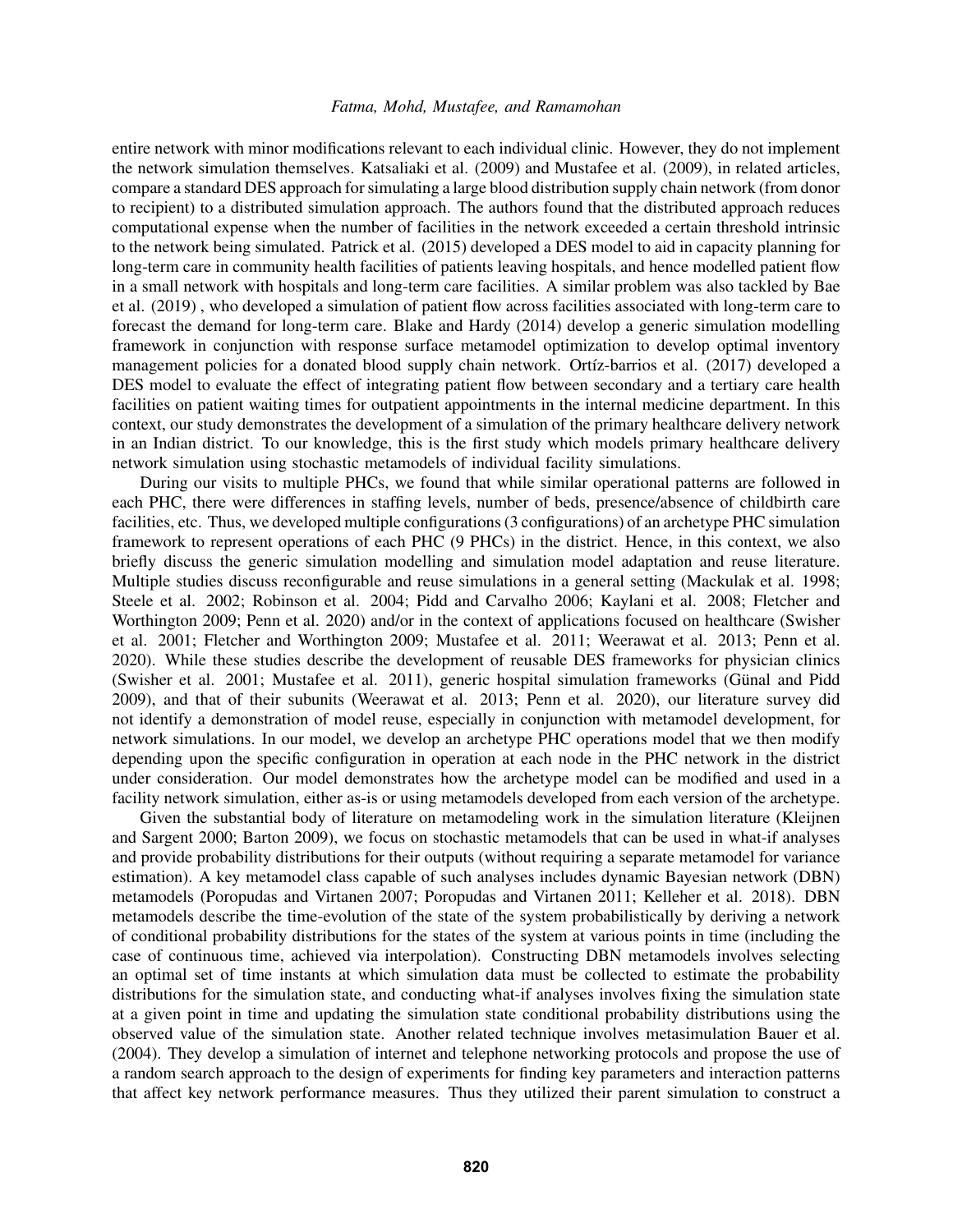entire network with minor modifications relevant to each individual clinic. However, they do not implement the network simulation themselves. Katsaliaki et al. (2009) and Mustafee et al. (2009), in related articles, compare a standard DES approach for simulating a large blood distribution supply chain network (from donor to recipient) to a distributed simulation approach. The authors found that the distributed approach reduces computational expense when the number of facilities in the network exceeded a certain threshold intrinsic to the network being simulated. Patrick et al. (2015) developed a DES model to aid in capacity planning for long-term care in community health facilities of patients leaving hospitals, and hence modelled patient flow in a small network with hospitals and long-term care facilities. A similar problem was also tackled by Bae et al. (2019) , who developed a simulation of patient flow across facilities associated with long-term care to forecast the demand for long-term care. Blake and Hardy (2014) develop a generic simulation modelling framework in conjunction with response surface metamodel optimization to develop optimal inventory management policies for a donated blood supply chain network. Ortíz-barrios et al. (2017) developed a DES model to evaluate the effect of integrating patient flow between secondary and a tertiary care health facilities on patient waiting times for outpatient appointments in the internal medicine department. In this context, our study demonstrates the development of a simulation of the primary healthcare delivery network in an Indian district. To our knowledge, this is the first study which models primary healthcare delivery network simulation using stochastic metamodels of individual facility simulations.

During our visits to multiple PHCs, we found that while similar operational patterns are followed in each PHC, there were differences in staffing levels, number of beds, presence/absence of childbirth care facilities, etc. Thus, we developed multiple configurations (3 configurations) of an archetype PHC simulation framework to represent operations of each PHC (9 PHCs) in the district. Hence, in this context, we also briefly discuss the generic simulation modelling and simulation model adaptation and reuse literature. Multiple studies discuss reconfigurable and reuse simulations in a general setting (Mackulak et al. 1998; Steele et al. 2002; Robinson et al. 2004; Pidd and Carvalho 2006; Kaylani et al. 2008; Fletcher and Worthington 2009; Penn et al. 2020) and/or in the context of applications focused on healthcare (Swisher et al. 2001; Fletcher and Worthington 2009; Mustafee et al. 2011; Weerawat et al. 2013; Penn et al. 2020). While these studies describe the development of reusable DES frameworks for physician clinics (Swisher et al. 2001; Mustafee et al. 2011), generic hospital simulation frameworks (Günal and Pidd 2009), and that of their subunits (Weerawat et al. 2013; Penn et al. 2020), our literature survey did not identify a demonstration of model reuse, especially in conjunction with metamodel development, for network simulations. In our model, we develop an archetype PHC operations model that we then modify depending upon the specific configuration in operation at each node in the PHC network in the district under consideration. Our model demonstrates how the archetype model can be modified and used in a facility network simulation, either as-is or using metamodels developed from each version of the archetype.

Given the substantial body of literature on metamodeling work in the simulation literature (Kleijnen and Sargent 2000; Barton 2009), we focus on stochastic metamodels that can be used in what-if analyses and provide probability distributions for their outputs (without requiring a separate metamodel for variance estimation). A key metamodel class capable of such analyses includes dynamic Bayesian network (DBN) metamodels (Poropudas and Virtanen 2007; Poropudas and Virtanen 2011; Kelleher et al. 2018). DBN metamodels describe the time-evolution of the state of the system probabilistically by deriving a network of conditional probability distributions for the states of the system at various points in time (including the case of continuous time, achieved via interpolation). Constructing DBN metamodels involves selecting an optimal set of time instants at which simulation data must be collected to estimate the probability distributions for the simulation state, and conducting what-if analyses involves fixing the simulation state at a given point in time and updating the simulation state conditional probability distributions using the observed value of the simulation state. Another related technique involves metasimulation Bauer et al. (2004). They develop a simulation of internet and telephone networking protocols and propose the use of a random search approach to the design of experiments for finding key parameters and interaction patterns that affect key network performance measures. Thus they utilized their parent simulation to construct a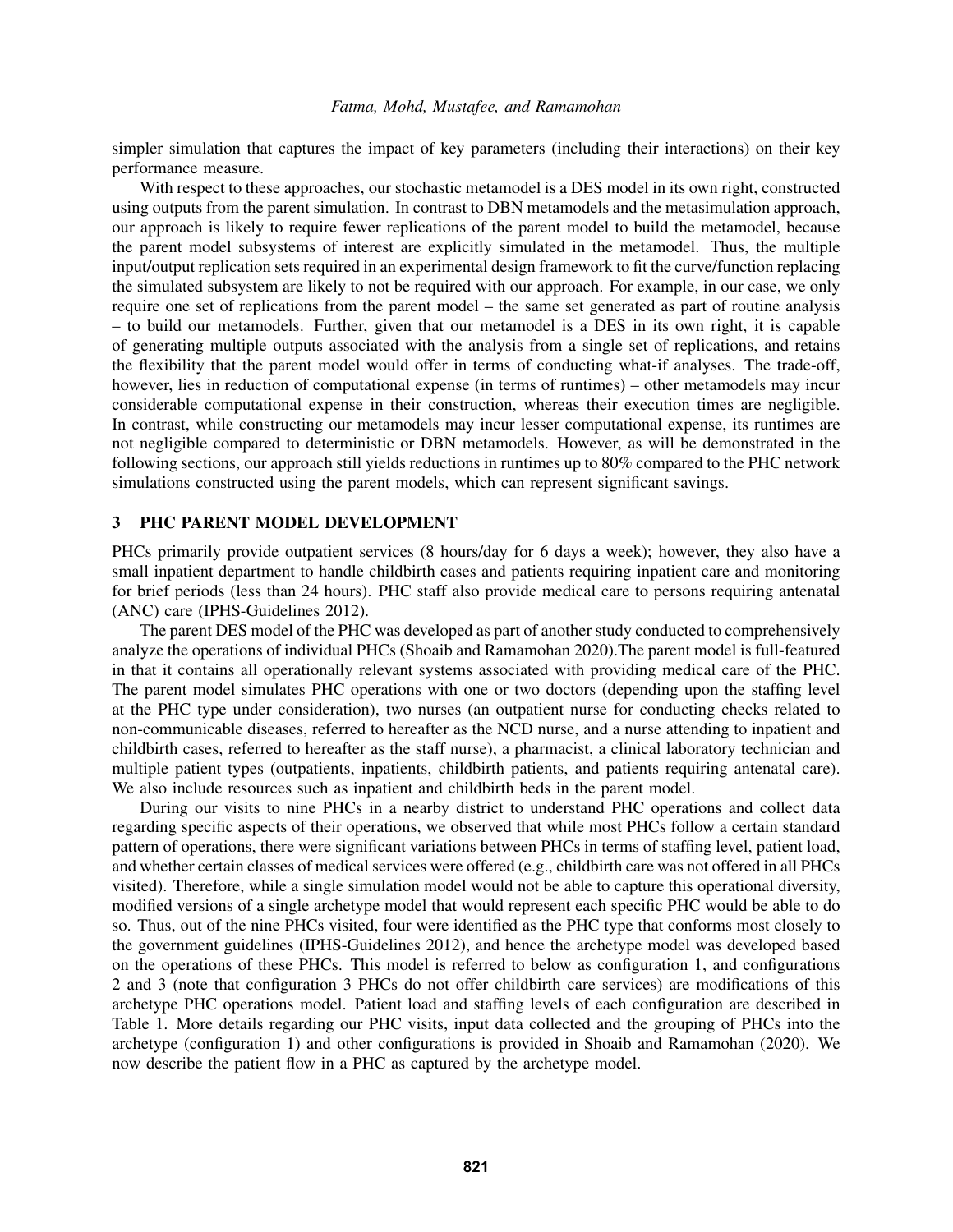simpler simulation that captures the impact of key parameters (including their interactions) on their key performance measure.

With respect to these approaches, our stochastic metamodel is a DES model in its own right, constructed using outputs from the parent simulation. In contrast to DBN metamodels and the metasimulation approach, our approach is likely to require fewer replications of the parent model to build the metamodel, because the parent model subsystems of interest are explicitly simulated in the metamodel. Thus, the multiple input/output replication sets required in an experimental design framework to fit the curve/function replacing the simulated subsystem are likely to not be required with our approach. For example, in our case, we only require one set of replications from the parent model – the same set generated as part of routine analysis – to build our metamodels. Further, given that our metamodel is a DES in its own right, it is capable of generating multiple outputs associated with the analysis from a single set of replications, and retains the flexibility that the parent model would offer in terms of conducting what-if analyses. The trade-off, however, lies in reduction of computational expense (in terms of runtimes) – other metamodels may incur considerable computational expense in their construction, whereas their execution times are negligible. In contrast, while constructing our metamodels may incur lesser computational expense, its runtimes are not negligible compared to deterministic or DBN metamodels. However, as will be demonstrated in the following sections, our approach still yields reductions in runtimes up to 80% compared to the PHC network simulations constructed using the parent models, which can represent significant savings.

## 3 PHC PARENT MODEL DEVELOPMENT

PHCs primarily provide outpatient services (8 hours/day for 6 days a week); however, they also have a small inpatient department to handle childbirth cases and patients requiring inpatient care and monitoring for brief periods (less than 24 hours). PHC staff also provide medical care to persons requiring antenatal (ANC) care (IPHS-Guidelines 2012).

The parent DES model of the PHC was developed as part of another study conducted to comprehensively analyze the operations of individual PHCs (Shoaib and Ramamohan 2020).The parent model is full-featured in that it contains all operationally relevant systems associated with providing medical care of the PHC. The parent model simulates PHC operations with one or two doctors (depending upon the staffing level at the PHC type under consideration), two nurses (an outpatient nurse for conducting checks related to non-communicable diseases, referred to hereafter as the NCD nurse, and a nurse attending to inpatient and childbirth cases, referred to hereafter as the staff nurse), a pharmacist, a clinical laboratory technician and multiple patient types (outpatients, inpatients, childbirth patients, and patients requiring antenatal care). We also include resources such as inpatient and childbirth beds in the parent model.

During our visits to nine PHCs in a nearby district to understand PHC operations and collect data regarding specific aspects of their operations, we observed that while most PHCs follow a certain standard pattern of operations, there were significant variations between PHCs in terms of staffing level, patient load, and whether certain classes of medical services were offered (e.g., childbirth care was not offered in all PHCs visited). Therefore, while a single simulation model would not be able to capture this operational diversity, modified versions of a single archetype model that would represent each specific PHC would be able to do so. Thus, out of the nine PHCs visited, four were identified as the PHC type that conforms most closely to the government guidelines (IPHS-Guidelines 2012), and hence the archetype model was developed based on the operations of these PHCs. This model is referred to below as configuration 1, and configurations 2 and 3 (note that configuration 3 PHCs do not offer childbirth care services) are modifications of this archetype PHC operations model. Patient load and staffing levels of each configuration are described in Table 1. More details regarding our PHC visits, input data collected and the grouping of PHCs into the archetype (configuration 1) and other configurations is provided in Shoaib and Ramamohan (2020). We now describe the patient flow in a PHC as captured by the archetype model.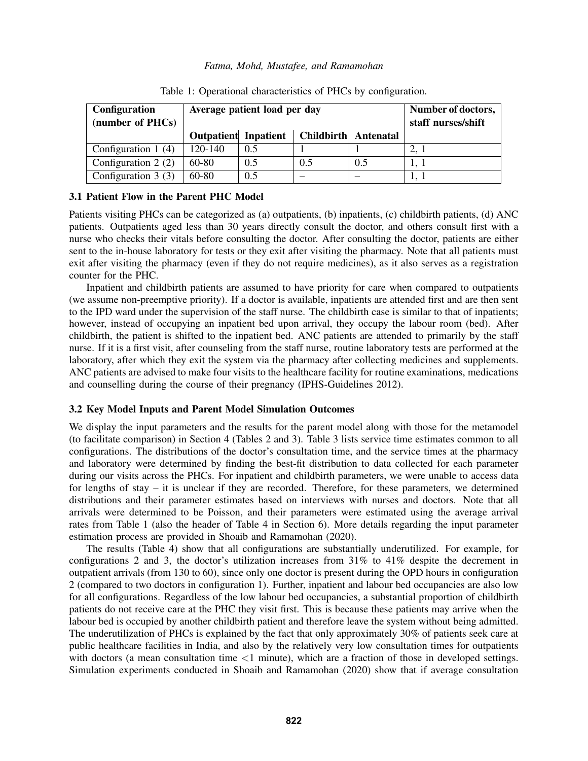Table 1: Operational characteristics of PHCs by configuration.

| Configuration (number of PHCs) | Average patient load per day | | | | Number of doctors, staff nurses/shift |
|---|---|---|---|---|---|
| | Outpatient | Inpatient | Childbirth | Antenatal | |
| Configuration 1 (4) | 120-140 | 0.5 | 1 | 1 | 2, 1 |
| Configuration 2 (2) | 60-80 | 0.5 | 0.5 | 0.5 | 1, 1 |
| Configuration 3 (3) | 60-80 | 0.5 | – | – | 1, 1 |

### 3.1 Patient Flow in the Parent PHC Model

Patients visiting PHCs can be categorized as (a) outpatients, (b) inpatients, (c) childbirth patients, (d) ANC patients. Outpatients aged less than 30 years directly consult the doctor, and others consult first with a nurse who checks their vitals before consulting the doctor. After consulting the doctor, patients are either sent to the in-house laboratory for tests or they exit after visiting the pharmacy. Note that all patients must exit after visiting the pharmacy (even if they do not require medicines), as it also serves as a registration counter for the PHC.

Inpatient and childbirth patients are assumed to have priority for care when compared to outpatients (we assume non-preemptive priority). If a doctor is available, inpatients are attended first and are then sent to the IPD ward under the supervision of the staff nurse. The childbirth case is similar to that of inpatients; however, instead of occupying an inpatient bed upon arrival, they occupy the labour room (bed). After childbirth, the patient is shifted to the inpatient bed. ANC patients are attended to primarily by the staff nurse. If it is a first visit, after counseling from the staff nurse, routine laboratory tests are performed at the laboratory, after which they exit the system via the pharmacy after collecting medicines and supplements. ANC patients are advised to make four visits to the healthcare facility for routine examinations, medications and counselling during the course of their pregnancy (IPHS-Guidelines 2012).

### 3.2 Key Model Inputs and Parent Model Simulation Outcomes

We display the input parameters and the results for the parent model along with those for the metamodel (to facilitate comparison) in Section 4 (Tables 2 and 3). Table 3 lists service time estimates common to all configurations. The distributions of the doctor's consultation time, and the service times at the pharmacy and laboratory were determined by finding the best-fit distribution to data collected for each parameter during our visits across the PHCs. For inpatient and childbirth parameters, we were unable to access data for lengths of stay – it is unclear if they are recorded. Therefore, for these parameters, we determined distributions and their parameter estimates based on interviews with nurses and doctors. Note that all arrivals were determined to be Poisson, and their parameters were estimated using the average arrival rates from Table 1 (also the header of Table 4 in Section 6). More details regarding the input parameter estimation process are provided in Shoaib and Ramamohan (2020).

The results (Table 4) show that all configurations are substantially underutilized. For example, for configurations 2 and 3, the doctor's utilization increases from 31% to 41% despite the decrement in outpatient arrivals (from 130 to 60), since only one doctor is present during the OPD hours in configuration 2 (compared to two doctors in configuration 1). Further, inpatient and labour bed occupancies are also low for all configurations. Regardless of the low labour bed occupancies, a substantial proportion of childbirth patients do not receive care at the PHC they visit first. This is because these patients may arrive when the labour bed is occupied by another childbirth patient and therefore leave the system without being admitted. The underutilization of PHCs is explained by the fact that only approximately 30% of patients seek care at public healthcare facilities in India, and also by the relatively very low consultation times for outpatients with doctors (a mean consultation time <1 minute), which are a fraction of those in developed settings. Simulation experiments conducted in Shoaib and Ramamohan (2020) show that if average consultation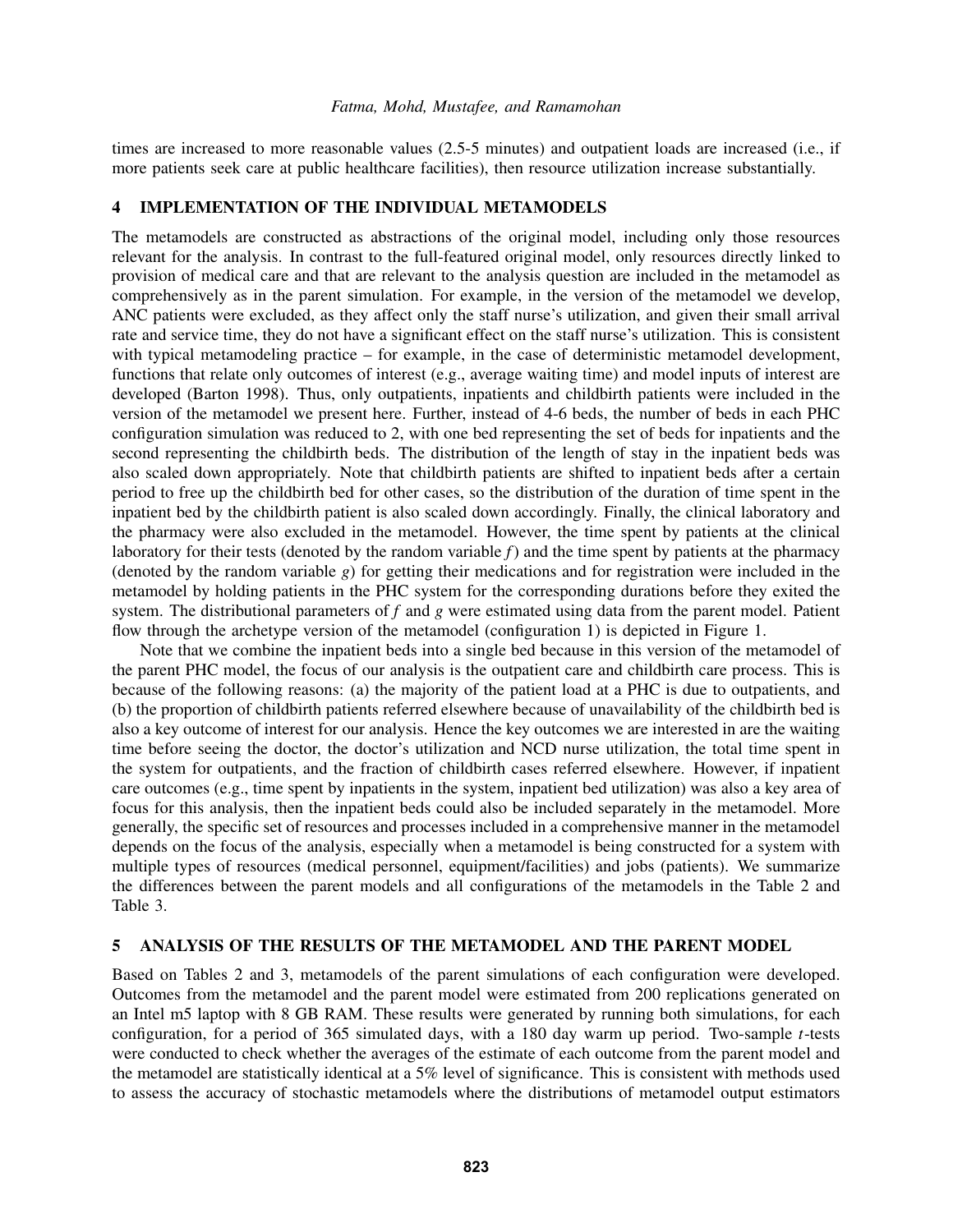times are increased to more reasonable values (2.5-5 minutes) and outpatient loads are increased (i.e., if more patients seek care at public healthcare facilities), then resource utilization increase substantially.

## 4 IMPLEMENTATION OF THE INDIVIDUAL METAMODELS

The metamodels are constructed as abstractions of the original model, including only those resources relevant for the analysis. In contrast to the full-featured original model, only resources directly linked to provision of medical care and that are relevant to the analysis question are included in the metamodel as comprehensively as in the parent simulation. For example, in the version of the metamodel we develop, ANC patients were excluded, as they affect only the staff nurse's utilization, and given their small arrival rate and service time, they do not have a significant effect on the staff nurse's utilization. This is consistent with typical metamodeling practice – for example, in the case of deterministic metamodel development, functions that relate only outcomes of interest (e.g., average waiting time) and model inputs of interest are developed (Barton 1998). Thus, only outpatients, inpatients and childbirth patients were included in the version of the metamodel we present here. Further, instead of 4-6 beds, the number of beds in each PHC configuration simulation was reduced to 2, with one bed representing the set of beds for inpatients and the second representing the childbirth beds. The distribution of the length of stay in the inpatient beds was also scaled down appropriately. Note that childbirth patients are shifted to inpatient beds after a certain period to free up the childbirth bed for other cases, so the distribution of the duration of time spent in the inpatient bed by the childbirth patient is also scaled down accordingly. Finally, the clinical laboratory and the pharmacy were also excluded in the metamodel. However, the time spent by patients at the clinical laboratory for their tests (denoted by the random variable $f$) and the time spent by patients at the pharmacy (denoted by the random variable $g$) for getting their medications and for registration were included in the metamodel by holding patients in the PHC system for the corresponding durations before they exited the system. The distributional parameters of $f$ and $g$ were estimated using data from the parent model. Patient flow through the archetype version of the metamodel (configuration 1) is depicted in Figure 1.

Note that we combine the inpatient beds into a single bed because in this version of the metamodel of the parent PHC model, the focus of our analysis is the outpatient care and childbirth care process. This is because of the following reasons: (a) the majority of the patient load at a PHC is due to outpatients, and (b) the proportion of childbirth patients referred elsewhere because of unavailability of the childbirth bed is also a key outcome of interest for our analysis. Hence the key outcomes we are interested in are the waiting time before seeing the doctor, the doctor's utilization and NCD nurse utilization, the total time spent in the system for outpatients, and the fraction of childbirth cases referred elsewhere. However, if inpatient care outcomes (e.g., time spent by inpatients in the system, inpatient bed utilization) was also a key area of focus for this analysis, then the inpatient beds could also be included separately in the metamodel. More generally, the specific set of resources and processes included in a comprehensive manner in the metamodel depends on the focus of the analysis, especially when a metamodel is being constructed for a system with multiple types of resources (medical personnel, equipment/facilities) and jobs (patients). We summarize the differences between the parent models and all configurations of the metamodels in the Table 2 and Table 3.

## 5 ANALYSIS OF THE RESULTS OF THE METAMODEL AND THE PARENT MODEL

Based on Tables 2 and 3, metamodels of the parent simulations of each configuration were developed. Outcomes from the metamodel and the parent model were estimated from 200 replications generated on an Intel m5 laptop with 8 GB RAM. These results were generated by running both simulations, for each configuration, for a period of 365 simulated days, with a 180 day warm up period. Two-sample $t$-tests were conducted to check whether the averages of the estimate of each outcome from the parent model and the metamodel are statistically identical at a 5% level of significance. This is consistent with methods used to assess the accuracy of stochastic metamodels where the distributions of metamodel output estimators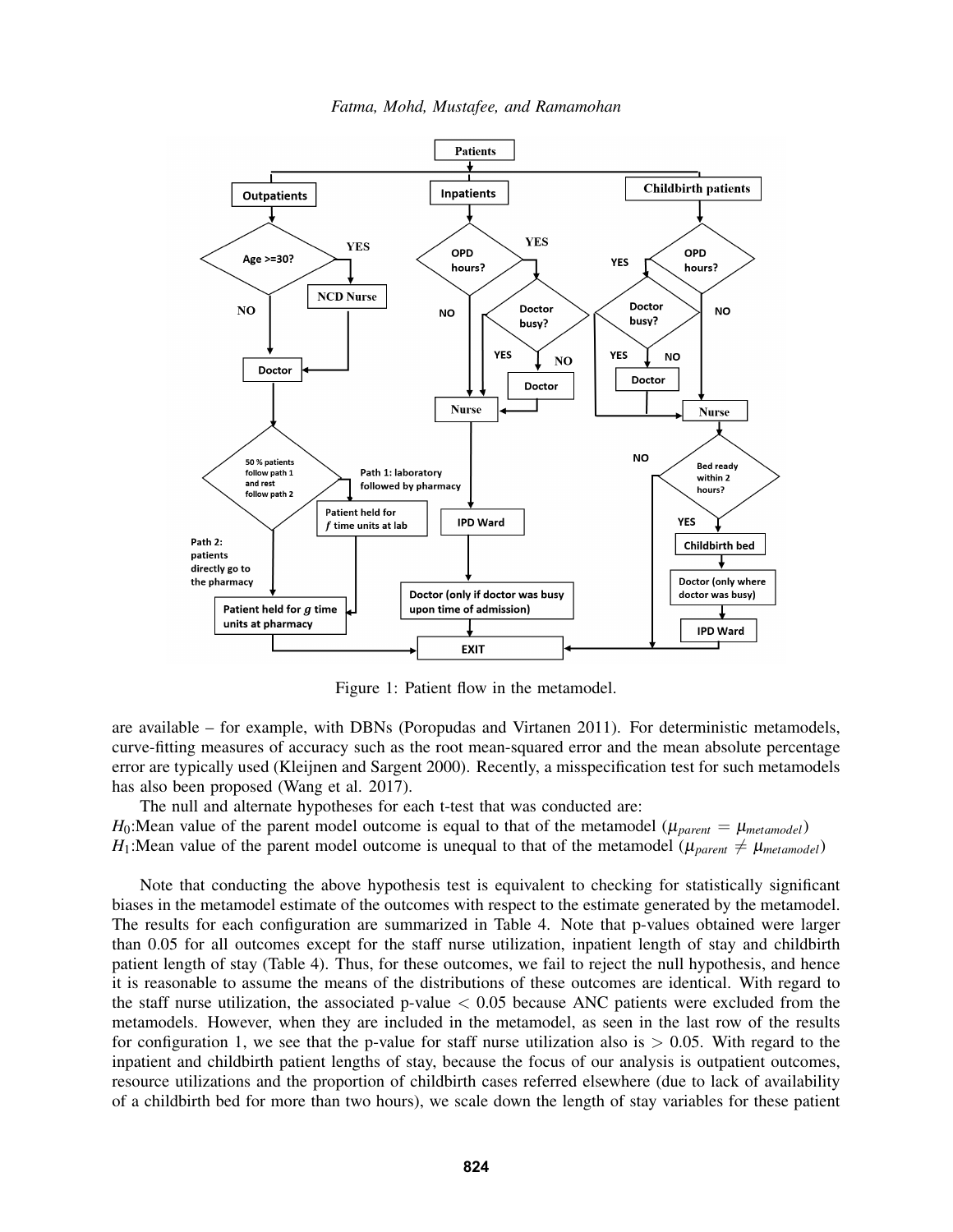Figure 1: Patient flow in the metamodel.

are available – for example, with DBNs (Poropudas and Virtanen 2011). For deterministic metamodels, curve-fitting measures of accuracy such as the root mean-squared error and the mean absolute percentage error are typically used (Kleijnen and Sargent 2000). Recently, a misspecification test for such metamodels has also been proposed (Wang et al. 2017).

The null and alternate hypotheses for each t-test that was conducted are:
$H_0$:Mean value of the parent model outcome is equal to that of the metamodel ($\mu_{parent} = \mu_{metamodel}$)
$H_1$:Mean value of the parent model outcome is unequal to that of the metamodel ($\mu_{parent} \neq \mu_{metamodel}$)

Note that conducting the above hypothesis test is equivalent to checking for statistically significant biases in the metamodel estimate of the outcomes with respect to the estimate generated by the metamodel. The results for each configuration are summarized in Table 4. Note that p-values obtained were larger than 0.05 for all outcomes except for the staff nurse utilization, inpatient length of stay and childbirth patient length of stay (Table 4). Thus, for these outcomes, we fail to reject the null hypothesis, and hence it is reasonable to assume the means of the distributions of these outcomes are identical. With regard to the staff nurse utilization, the associated p-value $< 0.05$ because ANC patients were excluded from the metamodels. However, when they are included in the metamodel, as seen in the last row of the results for configuration 1, we see that the p-value for staff nurse utilization also is $> 0.05$. With regard to the inpatient and childbirth patient lengths of stay, because the focus of our analysis is outpatient outcomes, resource utilizations and the proportion of childbirth cases referred elsewhere (due to lack of availability of a childbirth bed for more than two hours), we scale down the length of stay variables for these patient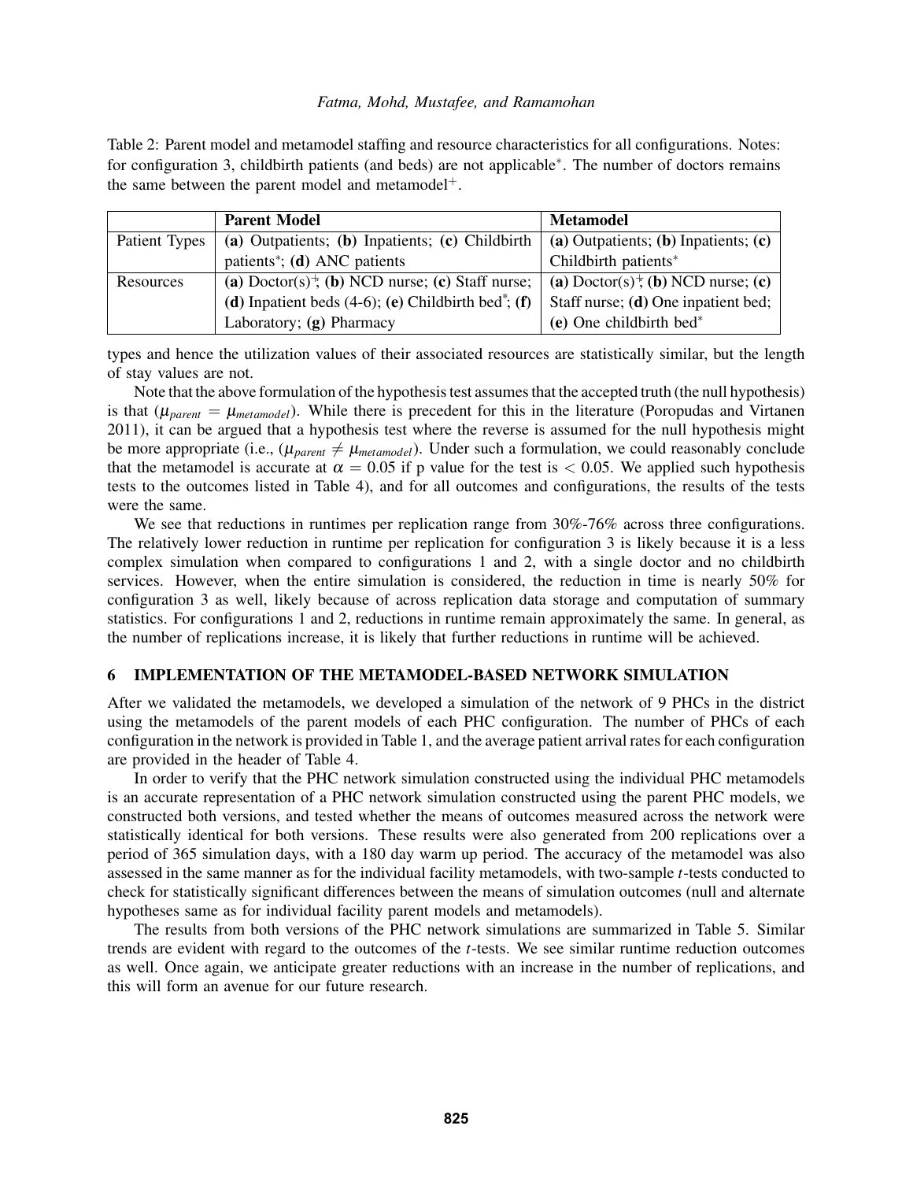Table 2: Parent model and metamodel staffing and resource characteristics for all configurations. Notes: for configuration 3, childbirth patients (and beds) are not applicable*. The number of doctors remains the same between the parent model and metamodel+.

| | **Parent Model** | **Metamodel** |
|---|---|---|
| Patient Types | **(a)** Outpatients; **(b)** Inpatients; **(c)** Childbirth patients*; **(d)** ANC patients | **(a)** Outpatients; **(b)** Inpatients; **(c)** Childbirth patients* |
| Resources | **(a)** Doctor(s)+; **(b)** NCD nurse; **(c)** Staff nurse; **(d)** Inpatient beds (4-6); **(e)** Childbirth bed*; **(f)** Laboratory; **(g)** Pharmacy | **(a)** Doctor(s)+; **(b)** NCD nurse; **(c)** Staff nurse; **(d)** One inpatient bed; **(e)** One childbirth bed* |

types and hence the utilization values of their associated resources are statistically similar, but the length of stay values are not.

Note that the above formulation of the hypothesis test assumes that the accepted truth (the null hypothesis) is that ($\mu_{parent} = \mu_{metamodel}$). While there is precedent for this in the literature (Poropudas and Virtanen 2011), it can be argued that a hypothesis test where the reverse is assumed for the null hypothesis might be more appropriate (i.e., ($\mu_{parent} \neq \mu_{metamodel}$). Under such a formulation, we could reasonably conclude that the metamodel is accurate at $\alpha = 0.05$ if p value for the test is $< 0.05$. We applied such hypothesis tests to the outcomes listed in Table 4), and for all outcomes and configurations, the results of the tests were the same.

We see that reductions in runtimes per replication range from 30%-76% across three configurations. The relatively lower reduction in runtime per replication for configuration 3 is likely because it is a less complex simulation when compared to configurations 1 and 2, with a single doctor and no childbirth services. However, when the entire simulation is considered, the reduction in time is nearly 50% for configuration 3 as well, likely because of across replication data storage and computation of summary statistics. For configurations 1 and 2, reductions in runtime remain approximately the same. In general, as the number of replications increase, it is likely that further reductions in runtime will be achieved.

## 6 IMPLEMENTATION OF THE METAMODEL-BASED NETWORK SIMULATION

After we validated the metamodels, we developed a simulation of the network of 9 PHCs in the district using the metamodels of the parent models of each PHC configuration. The number of PHCs of each configuration in the network is provided in Table 1, and the average patient arrival rates for each configuration are provided in the header of Table 4.

In order to verify that the PHC network simulation constructed using the individual PHC metamodels is an accurate representation of a PHC network simulation constructed using the parent PHC models, we constructed both versions, and tested whether the means of outcomes measured across the network were statistically identical for both versions. These results were also generated from 200 replications over a period of 365 simulation days, with a 180 day warm up period. The accuracy of the metamodel was also assessed in the same manner as for the individual facility metamodels, with two-sample $t$-tests conducted to check for statistically significant differences between the means of simulation outcomes (null and alternate hypotheses same as for individual facility parent models and metamodels).

The results from both versions of the PHC network simulations are summarized in Table 5. Similar trends are evident with regard to the outcomes of the $t$-tests. We see similar runtime reduction outcomes as well. Once again, we anticipate greater reductions with an increase in the number of replications, and this will form an avenue for our future research.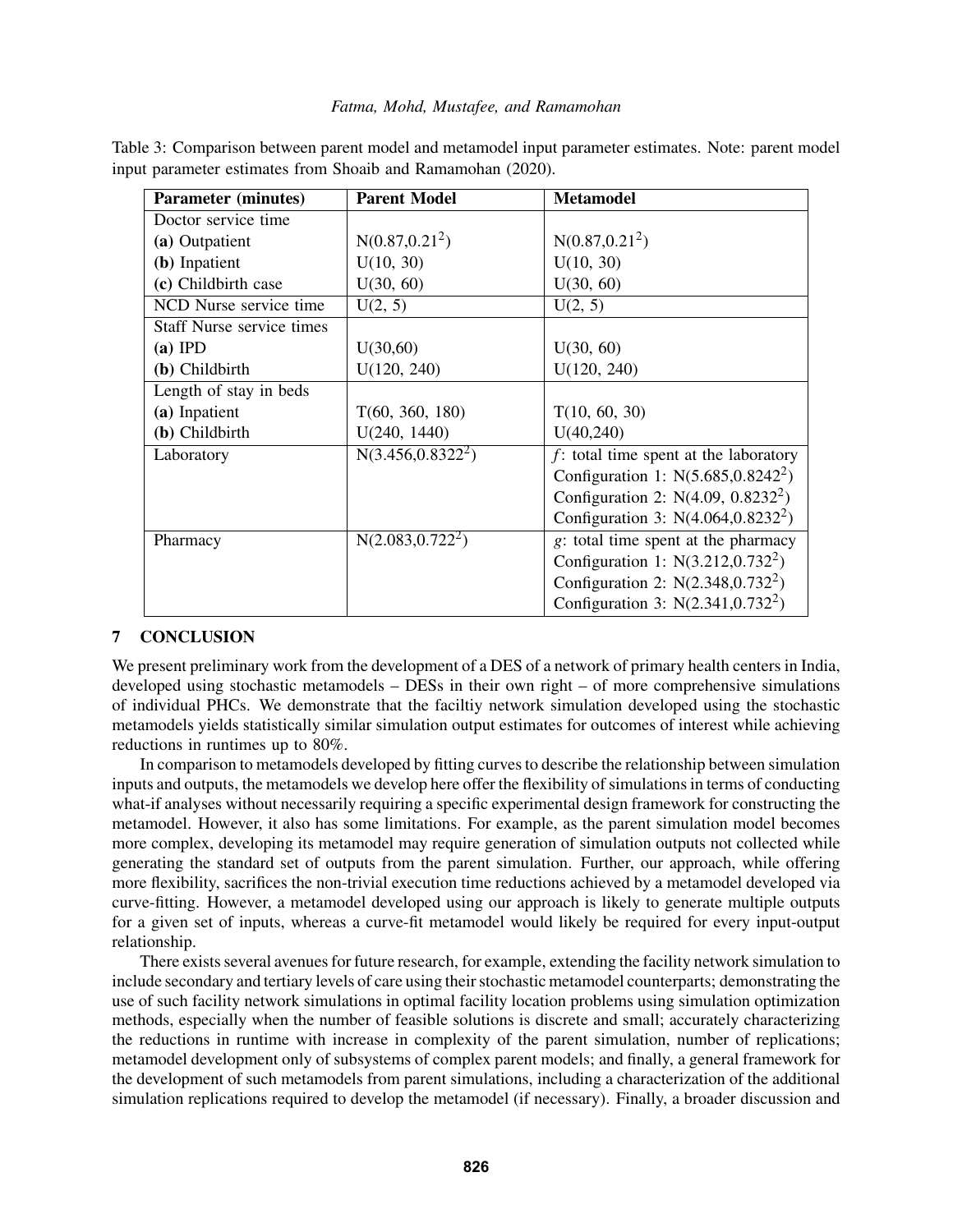Table 3: Comparison between parent model and metamodel input parameter estimates. Note: parent model input parameter estimates from Shoaib and Ramamohan (2020).

| **Parameter (minutes)** | **Parent Model** | **Metamodel** |
|---|---|---|
| Doctor service time | | |
| **(a)** Outpatient | $N(0.87, 0.21^2)$ | $N(0.87, 0.21^2)$ |
| **(b)** Inpatient | U(10, 30) | U(10, 30) |
| **(c)** Childbirth case | U(30, 60) | U(30, 60) |
| NCD Nurse service time | U(2, 5) | U(2, 5) |
| Staff Nurse service times | | |
| **(a)** IPD | U(30,60) | U(30, 60) |
| **(b)** Childbirth | U(120, 240) | U(120, 240) |
| Length of stay in beds | | |
| **(a)** Inpatient | T(60, 360, 180) | T(10, 60, 30) |
| **(b)** Childbirth | U(240, 1440) | U(40,240) |
| Laboratory | $N(3.456, 0.8322^2)$ | $f$: total time spent at the laboratory<br>Configuration 1: $N(5.685, 0.8242^2)$<br>Configuration 2: $N(4.09, 0.8232^2)$<br>Configuration 3: $N(4.064, 0.8232^2)$ |
| Pharmacy | $N(2.083, 0.722^2)$ | $g$: total time spent at the pharmacy<br>Configuration 1: $N(3.212, 0.732^2)$<br>Configuration 2: $N(2.348, 0.732^2)$<br>Configuration 3: $N(2.341, 0.732^2)$ |

## 7 CONCLUSION

We present preliminary work from the development of a DES of a network of primary health centers in India, developed using stochastic metamodels – DESs in their own right – of more comprehensive simulations of individual PHCs. We demonstrate that the faciltiy network simulation developed using the stochastic metamodels yields statistically similar simulation output estimates for outcomes of interest while achieving reductions in runtimes up to 80%.

In comparison to metamodels developed by fitting curves to describe the relationship between simulation inputs and outputs, the metamodels we develop here offer the flexibility of simulations in terms of conducting what-if analyses without necessarily requiring a specific experimental design framework for constructing the metamodel. However, it also has some limitations. For example, as the parent simulation model becomes more complex, developing its metamodel may require generation of simulation outputs not collected while generating the standard set of outputs from the parent simulation. Further, our approach, while offering more flexibility, sacrifices the non-trivial execution time reductions achieved by a metamodel developed via curve-fitting. However, a metamodel developed using our approach is likely to generate multiple outputs for a given set of inputs, whereas a curve-fit metamodel would likely be required for every input-output relationship.

There exists several avenues for future research, for example, extending the facility network simulation to include secondary and tertiary levels of care using their stochastic metamodel counterparts; demonstrating the use of such facility network simulations in optimal facility location problems using simulation optimization methods, especially when the number of feasible solutions is discrete and small; accurately characterizing the reductions in runtime with increase in complexity of the parent simulation, number of replications; metamodel development only of subsystems of complex parent models; and finally, a general framework for the development of such metamodels from parent simulations, including a characterization of the additional simulation replications required to develop the metamodel (if necessary). Finally, a broader discussion and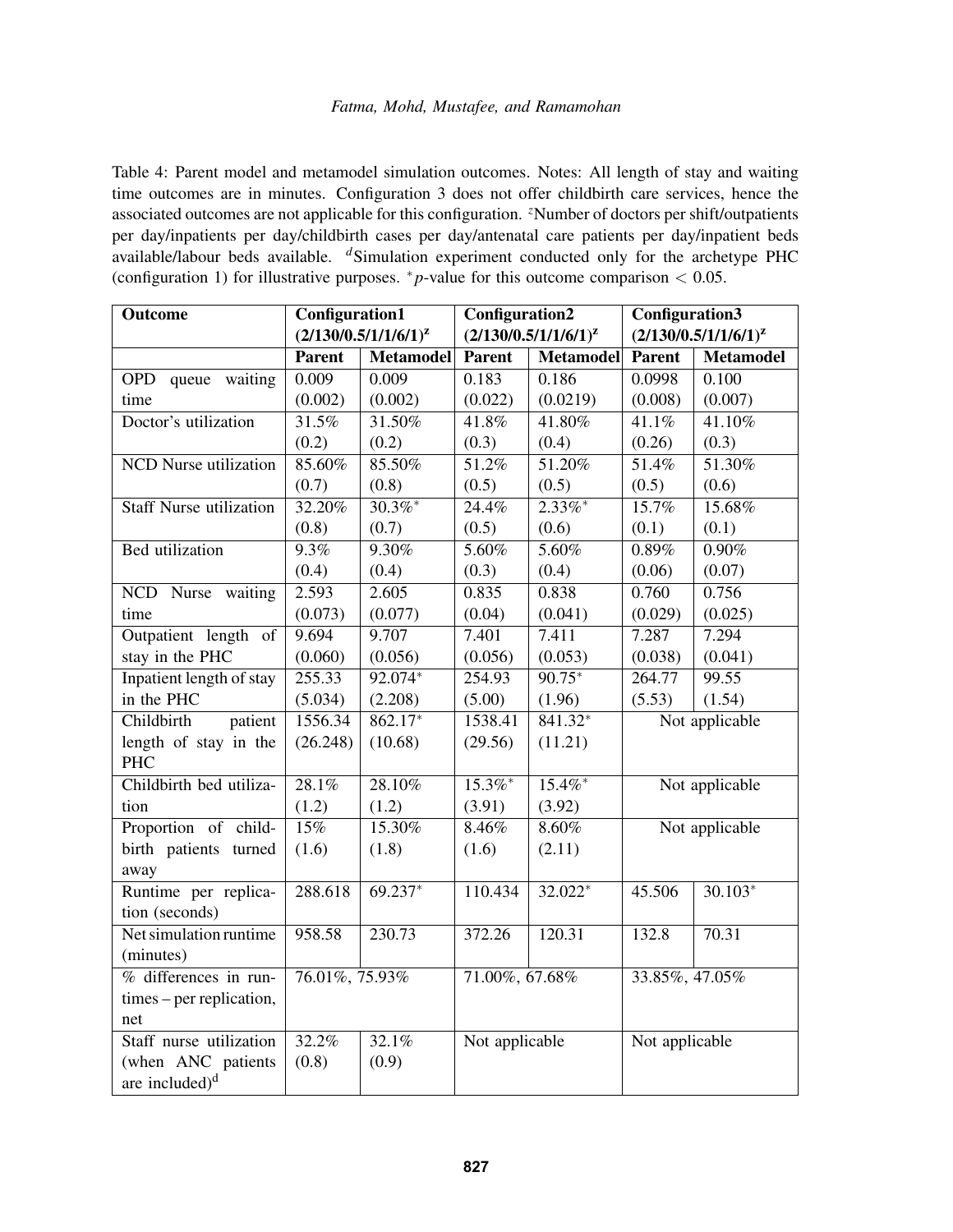Table 4: Parent model and metamodel simulation outcomes. Notes: All length of stay and waiting time outcomes are in minutes. Configuration 3 does not offer childbirth care services, hence the associated outcomes are not applicable for this configuration. [z]Number of doctors per shift/outpatients per day/inpatients per day/childbirth cases per day/antenatal care patients per day/inpatient beds available/labour beds available. [d]Simulation experiment conducted only for the archetype PHC (configuration 1) for illustrative purposes. $^*p$-value for this outcome comparison $< 0.05$.

| Outcome | Configuration1 (2/130/0.5/1/1/6/1)[z] | | Configuration2 (2/130/0.5/1/1/6/1)[z] | | Configuration3 (2/130/0.5/1/1/6/1)[z] | |
|---|---|---|---|---|---|---|
| | **Parent** | **Metamodel** | **Parent** | **Metamodel** | **Parent** | **Metamodel** |
| OPD queue waiting time | 0.009 (0.002) | 0.009 (0.002) | 0.183 (0.022) | 0.186 (0.0219) | 0.0998 (0.008) | 0.100 (0.007) |
| Doctor's utilization | 31.5% (0.2) | 31.50% (0.2) | 41.8% (0.3) | 41.80% (0.4) | 41.1% (0.26) | 41.10% (0.3) |
| NCD Nurse utilization | 85.60% (0.7) | 85.50% (0.8) | 51.2% (0.5) | 51.20% (0.5) | 51.4% (0.5) | 51.30% (0.6) |
| Staff Nurse utilization | 32.20% (0.8) | 30.3%* (0.7) | 24.4% (0.5) | 2.33%* (0.6) | 15.7% (0.1) | 15.68% (0.1) |
| Bed utilization | 9.3% (0.4) | 9.30% (0.4) | 5.60% (0.3) | 5.60% (0.4) | 0.89% (0.06) | 0.90% (0.07) |
| NCD Nurse waiting time | 2.593 (0.073) | 2.605 (0.077) | 0.835 (0.04) | 0.838 (0.041) | 0.760 (0.029) | 0.756 (0.025) |
| Outpatient length of stay in the PHC | 9.694 (0.060) | 9.707 (0.056) | 7.401 (0.056) | 7.411 (0.053) | 7.287 (0.038) | 7.294 (0.041) |
| Inpatient length of stay in the PHC | 255.33 (5.034) | 92.074* (2.208) | 254.93 (5.00) | 90.75* (1.96) | 264.77 (5.53) | 99.55 (1.54) |
| Childbirth patient length of stay in the PHC | 1556.34 (26.248) | 862.17* (10.68) | 1538.41 (29.56) | 841.32* (11.21) | Not applicable | |
| Childbirth bed utilization | 28.1% (1.2) | 28.10% (1.2) | 15.3%* (3.91) | 15.4%* (3.92) | Not applicable | |
| Proportion of childbirth patients turned away | 15% (1.6) | 15.30% (1.8) | 8.46% (1.6) | 8.60% (2.11) | Not applicable | |
| Runtime per replication (seconds) | 288.618 | 69.237* | 110.434 | 32.022* | 45.506 | 30.103* |
| Net simulation runtime (minutes) | 958.58 | 230.73 | 372.26 | 120.31 | 132.8 | 70.31 |
| % differences in runtimes – per replication, net | 76.01%, 75.93% | | 71.00%, 67.68% | | 33.85%, 47.05% | |
| Staff nurse utilization (when ANC patients are included)[d] | 32.2% (0.8) | 32.1% (0.9) | Not applicable | | Not applicable | |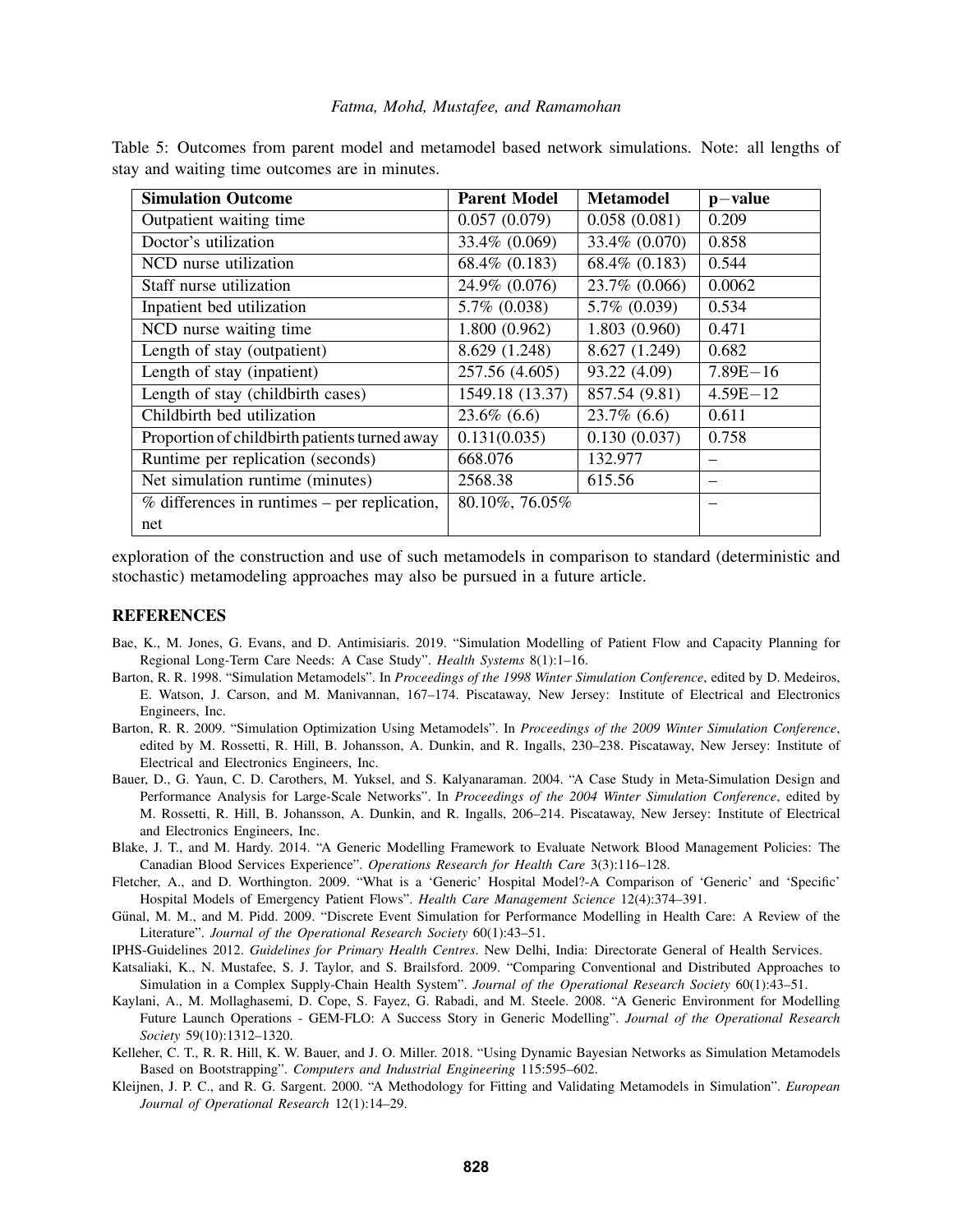Table 5: Outcomes from parent model and metamodel based network simulations. Note: all lengths of stay and waiting time outcomes are in minutes.

| Simulation Outcome | Parent Model | Metamodel | p−value |
|---|---|---|---|
| Outpatient waiting time | 0.057 (0.079) | 0.058 (0.081) | 0.209 |
| Doctor's utilization | 33.4% (0.069) | 33.4% (0.070) | 0.858 |
| NCD nurse utilization | 68.4% (0.183) | 68.4% (0.183) | 0.544 |
| Staff nurse utilization | 24.9% (0.076) | 23.7% (0.066) | 0.0062 |
| Inpatient bed utilization | 5.7% (0.038) | 5.7% (0.039) | 0.534 |
| NCD nurse waiting time | 1.800 (0.962) | 1.803 (0.960) | 0.471 |
| Length of stay (outpatient) | 8.629 (1.248) | 8.627 (1.249) | 0.682 |
| Length of stay (inpatient) | 257.56 (4.605) | 93.22 (4.09) | 7.89E−16 |
| Length of stay (childbirth cases) | 1549.18 (13.37) | 857.54 (9.81) | 4.59E−12 |
| Childbirth bed utilization | 23.6% (6.6) | 23.7% (6.6) | 0.611 |
| Proportion of childbirth patients turned away | 0.131(0.035) | 0.130 (0.037) | 0.758 |
| Runtime per replication (seconds) | 668.076 | 132.977 | – |
| Net simulation runtime (minutes) | 2568.38 | 615.56 | – |
| % differences in runtimes – per replication, net | 80.10%, 76.05% | | – |

exploration of the construction and use of such metamodels in comparison to standard (deterministic and stochastic) metamodeling approaches may also be pursued in a future article.

## REFERENCES

Bae, K., M. Jones, G. Evans, and D. Antimisiaris. 2019. "Simulation Modelling of Patient Flow and Capacity Planning for Regional Long-Term Care Needs: A Case Study". *Health Systems* 8(1):1–16.

Barton, R. R. 1998. "Simulation Metamodels". In *Proceedings of the 1998 Winter Simulation Conference*, edited by D. Medeiros, E. Watson, J. Carson, and M. Manivannan, 167–174. Piscataway, New Jersey: Institute of Electrical and Electronics Engineers, Inc.

Barton, R. R. 2009. "Simulation Optimization Using Metamodels". In *Proceedings of the 2009 Winter Simulation Conference*, edited by M. Rossetti, R. Hill, B. Johansson, A. Dunkin, and R. Ingalls, 230–238. Piscataway, New Jersey: Institute of Electrical and Electronics Engineers, Inc.

Bauer, D., G. Yaun, C. D. Carothers, M. Yuksel, and S. Kalyanaraman. 2004. "A Case Study in Meta-Simulation Design and Performance Analysis for Large-Scale Networks". In *Proceedings of the 2004 Winter Simulation Conference*, edited by M. Rossetti, R. Hill, B. Johansson, A. Dunkin, and R. Ingalls, 206–214. Piscataway, New Jersey: Institute of Electrical and Electronics Engineers, Inc.

Blake, J. T., and M. Hardy. 2014. "A Generic Modelling Framework to Evaluate Network Blood Management Policies: The Canadian Blood Services Experience". *Operations Research for Health Care* 3(3):116–128.

Fletcher, A., and D. Worthington. 2009. "What is a 'Generic' Hospital Model?-A Comparison of 'Generic' and 'Specific' Hospital Models of Emergency Patient Flows". *Health Care Management Science* 12(4):374–391.

Günal, M. M., and M. Pidd. 2009. "Discrete Event Simulation for Performance Modelling in Health Care: A Review of the Literature". *Journal of the Operational Research Society* 60(1):43–51.

IPHS-Guidelines 2012. *Guidelines for Primary Health Centres*. New Delhi, India: Directorate General of Health Services.

Katsaliaki, K., N. Mustafee, S. J. Taylor, and S. Brailsford. 2009. "Comparing Conventional and Distributed Approaches to Simulation in a Complex Supply-Chain Health System". *Journal of the Operational Research Society* 60(1):43–51.

Kaylani, A., M. Mollaghasemi, D. Cope, S. Fayez, G. Rabadi, and M. Steele. 2008. "A Generic Environment for Modelling Future Launch Operations - GEM-FLO: A Success Story in Generic Modelling". *Journal of the Operational Research Society* 59(10):1312–1320.

Kelleher, C. T., R. R. Hill, K. W. Bauer, and J. O. Miller. 2018. "Using Dynamic Bayesian Networks as Simulation Metamodels Based on Bootstrapping". *Computers and Industrial Engineering* 115:595–602.

Kleijnen, J. P. C., and R. G. Sargent. 2000. "A Methodology for Fitting and Validating Metamodels in Simulation". *European Journal of Operational Research* 12(1):14–29.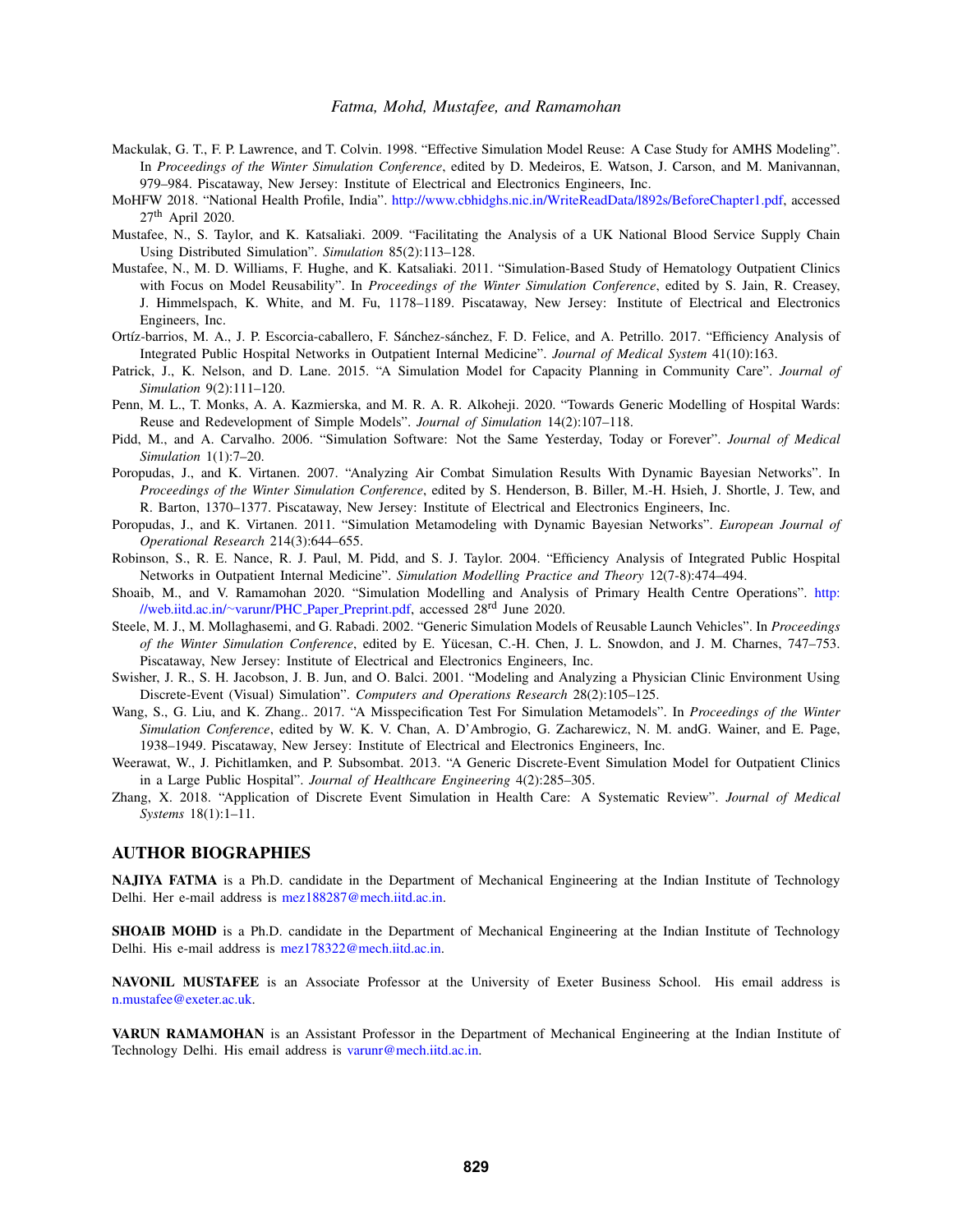Mackulak, G. T., F. P. Lawrence, and T. Colvin. 1998. "Effective Simulation Model Reuse: A Case Study for AMHS Modeling". In *Proceedings of the Winter Simulation Conference*, edited by D. Medeiros, E. Watson, J. Carson, and M. Manivannan, 979–984. Piscataway, New Jersey: Institute of Electrical and Electronics Engineers, Inc.

MoHFW 2018. "National Health Profile, India". http://www.cbhidghs.nic.in/WriteReadData/l892s/BeforeChapter1.pdf, accessed 27th April 2020.

Mustafee, N., S. Taylor, and K. Katsaliaki. 2009. "Facilitating the Analysis of a UK National Blood Service Supply Chain Using Distributed Simulation". *Simulation* 85(2):113–128.

Mustafee, N., M. D. Williams, F. Hughe, and K. Katsaliaki. 2011. "Simulation-Based Study of Hematology Outpatient Clinics with Focus on Model Reusability". In *Proceedings of the Winter Simulation Conference*, edited by S. Jain, R. Creasey, J. Himmelspach, K. White, and M. Fu, 1178–1189. Piscataway, New Jersey: Institute of Electrical and Electronics Engineers, Inc.

Ortíz-barrios, M. A., J. P. Escorcia-caballero, F. Sánchez-sánchez, F. D. Felice, and A. Petrillo. 2017. "Efficiency Analysis of Integrated Public Hospital Networks in Outpatient Internal Medicine". *Journal of Medical System* 41(10):163.

Patrick, J., K. Nelson, and D. Lane. 2015. "A Simulation Model for Capacity Planning in Community Care". *Journal of Simulation* 9(2):111–120.

Penn, M. L., T. Monks, A. A. Kazmierska, and M. R. A. R. Alkoheji. 2020. "Towards Generic Modelling of Hospital Wards: Reuse and Redevelopment of Simple Models". *Journal of Simulation* 14(2):107–118.

Pidd, M., and A. Carvalho. 2006. "Simulation Software: Not the Same Yesterday, Today or Forever". *Journal of Medical Simulation* 1(1):7–20.

Poropudas, J., and K. Virtanen. 2007. "Analyzing Air Combat Simulation Results With Dynamic Bayesian Networks". In *Proceedings of the Winter Simulation Conference*, edited by S. Henderson, B. Biller, M.-H. Hsieh, J. Shortle, J. Tew, and R. Barton, 1370–1377. Piscataway, New Jersey: Institute of Electrical and Electronics Engineers, Inc.

Poropudas, J., and K. Virtanen. 2011. "Simulation Metamodeling with Dynamic Bayesian Networks". *European Journal of Operational Research* 214(3):644–655.

Robinson, S., R. E. Nance, R. J. Paul, M. Pidd, and S. J. Taylor. 2004. "Efficiency Analysis of Integrated Public Hospital Networks in Outpatient Internal Medicine". *Simulation Modelling Practice and Theory* 12(7-8):474–494.

Shoaib, M., and V. Ramamohan 2020. "Simulation Modelling and Analysis of Primary Health Centre Operations". http://web.iitd.ac.in/~varunr/PHC_Paper_Preprint.pdf, accessed 28rd June 2020.

Steele, M. J., M. Mollaghasemi, and G. Rabadi. 2002. "Generic Simulation Models of Reusable Launch Vehicles". In *Proceedings of the Winter Simulation Conference*, edited by E. Yücesan, C.-H. Chen, J. L. Snowdon, and J. M. Charnes, 747–753. Piscataway, New Jersey: Institute of Electrical and Electronics Engineers, Inc.

Swisher, J. R., S. H. Jacobson, J. B. Jun, and O. Balci. 2001. "Modeling and Analyzing a Physician Clinic Environment Using Discrete-Event (Visual) Simulation". *Computers and Operations Research* 28(2):105–125.

Wang, S., G. Liu, and K. Zhang.. 2017. "A Misspecification Test For Simulation Metamodels". In *Proceedings of the Winter Simulation Conference*, edited by W. K. V. Chan, A. D'Ambrogio, G. Zacharewicz, N. M. andG. Wainer, and E. Page, 1938–1949. Piscataway, New Jersey: Institute of Electrical and Electronics Engineers, Inc.

Weerawat, W., J. Pichitlamken, and P. Subsombat. 2013. "A Generic Discrete-Event Simulation Model for Outpatient Clinics in a Large Public Hospital". *Journal of Healthcare Engineering* 4(2):285–305.

Zhang, X. 2018. "Application of Discrete Event Simulation in Health Care: A Systematic Review". *Journal of Medical Systems* 18(1):1–11.

## AUTHOR BIOGRAPHIES

**NAJIYA FATMA** is a Ph.D. candidate in the Department of Mechanical Engineering at the Indian Institute of Technology Delhi. Her e-mail address is mez188287@mech.iitd.ac.in.

**SHOAIB MOHD** is a Ph.D. candidate in the Department of Mechanical Engineering at the Indian Institute of Technology Delhi. His e-mail address is mez178322@mech.iitd.ac.in.

**NAVONIL MUSTAFEE** is an Associate Professor at the University of Exeter Business School. His email address is n.mustafee@exeter.ac.uk.

**VARUN RAMAMOHAN** is an Assistant Professor in the Department of Mechanical Engineering at the Indian Institute of Technology Delhi. His email address is varunr@mech.iitd.ac.in.